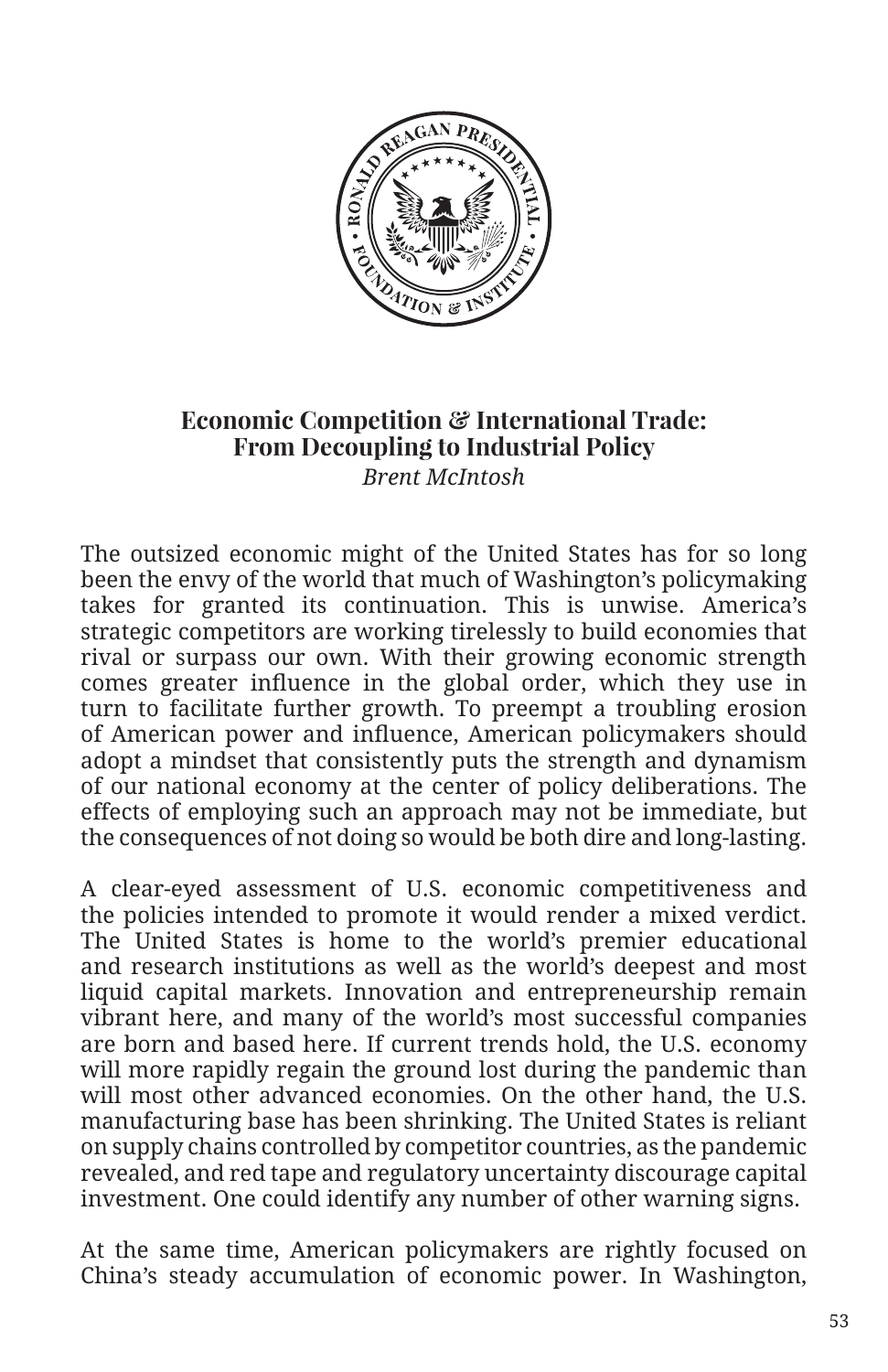# Economic Competition & International Trade: From Decoupling to Industrial Policy

*Brent McIntosh*

The outsized economic might of the United States has for so long been the envy of the world that much of Washington's policymaking takes for granted its continuation. This is unwise. America's strategic competitors are working tirelessly to build economies that rival or surpass our own. With their growing economic strength comes greater influence in the global order, which they use in turn to facilitate further growth. To preempt a troubling erosion of American power and influence, American policymakers should adopt a mindset that consistently puts the strength and dynamism of our national economy at the center of policy deliberations. The effects of employing such an approach may not be immediate, but the consequences of not doing so would be both dire and long-lasting.

A clear-eyed assessment of U.S. economic competitiveness and the policies intended to promote it would render a mixed verdict. The United States is home to the world's premier educational and research institutions as well as the world's deepest and most liquid capital markets. Innovation and entrepreneurship remain vibrant here, and many of the world's most successful companies are born and based here. If current trends hold, the U.S. economy will more rapidly regain the ground lost during the pandemic than will most other advanced economies. On the other hand, the U.S. manufacturing base has been shrinking. The United States is reliant on supply chains controlled by competitor countries, as the pandemic revealed, and red tape and regulatory uncertainty discourage capital investment. One could identify any number of other warning signs.

At the same time, American policymakers are rightly focused on China's steady accumulation of economic power. In Washington,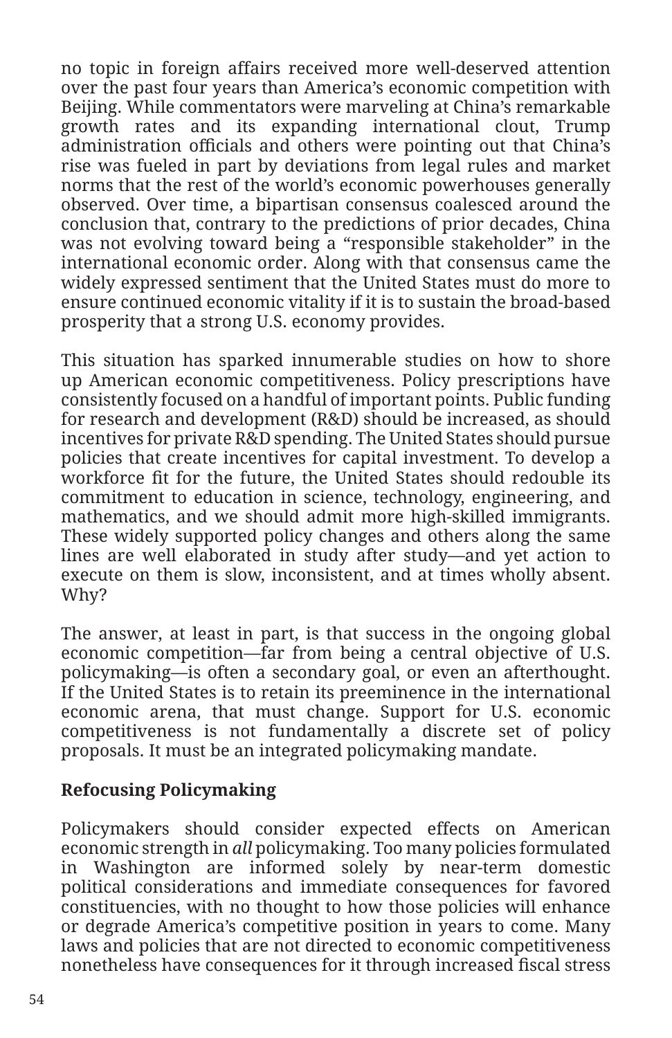no topic in foreign affairs received more well-deserved attention over the past four years than America's economic competition with Beijing. While commentators were marveling at China's remarkable growth rates and its expanding international clout, Trump administration officials and others were pointing out that China's rise was fueled in part by deviations from legal rules and market norms that the rest of the world's economic powerhouses generally observed. Over time, a bipartisan consensus coalesced around the conclusion that, contrary to the predictions of prior decades, China was not evolving toward being a "responsible stakeholder" in the international economic order. Along with that consensus came the widely expressed sentiment that the United States must do more to ensure continued economic vitality if it is to sustain the broad-based prosperity that a strong U.S. economy provides.

This situation has sparked innumerable studies on how to shore up American economic competitiveness. Policy prescriptions have consistently focused on a handful of important points. Public funding for research and development (R&D) should be increased, as should incentives for private R&D spending. The United States should pursue policies that create incentives for capital investment. To develop a workforce fit for the future, the United States should redouble its commitment to education in science, technology, engineering, and mathematics, and we should admit more high-skilled immigrants. These widely supported policy changes and others along the same lines are well elaborated in study after study—and yet action to execute on them is slow, inconsistent, and at times wholly absent. Why?

The answer, at least in part, is that success in the ongoing global economic competition—far from being a central objective of U.S. policymaking—is often a secondary goal, or even an afterthought. If the United States is to retain its preeminence in the international economic arena, that must change. Support for U.S. economic competitiveness is not fundamentally a discrete set of policy proposals. It must be an integrated policymaking mandate.

## Refocusing Policymaking

Policymakers should consider expected effects on American economic strength in *all* policymaking. Too many policies formulated in Washington are informed solely by near-term domestic political considerations and immediate consequences for favored constituencies, with no thought to how those policies will enhance or degrade America's competitive position in years to come. Many laws and policies that are not directed to economic competitiveness nonetheless have consequences for it through increased fiscal stress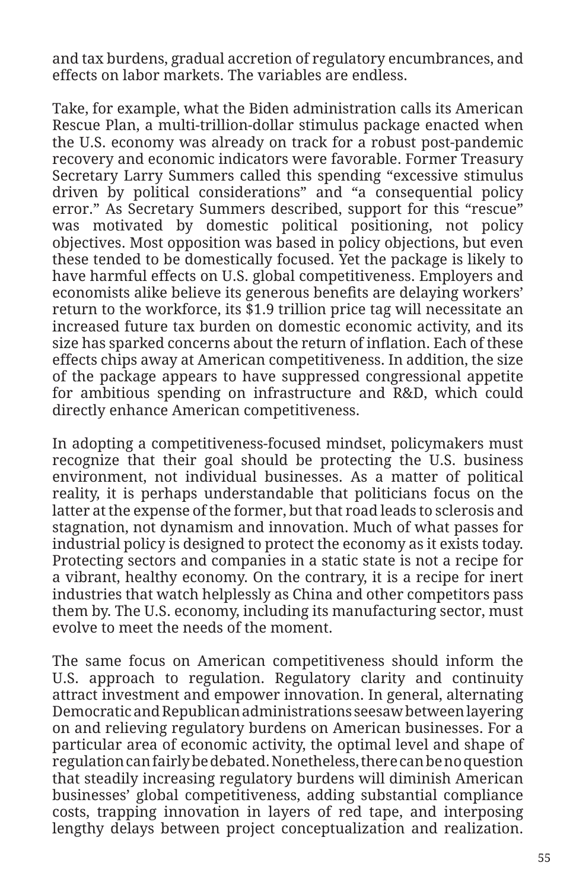and tax burdens, gradual accretion of regulatory encumbrances, and effects on labor markets. The variables are endless.

Take, for example, what the Biden administration calls its American Rescue Plan, a multi-trillion-dollar stimulus package enacted when the U.S. economy was already on track for a robust post-pandemic recovery and economic indicators were favorable. Former Treasury Secretary Larry Summers called this spending "excessive stimulus driven by political considerations" and "a consequential policy error." As Secretary Summers described, support for this "rescue" was motivated by domestic political positioning, not policy objectives. Most opposition was based in policy objections, but even these tended to be domestically focused. Yet the package is likely to have harmful effects on U.S. global competitiveness. Employers and economists alike believe its generous benefits are delaying workers' return to the workforce, its $1.9 trillion price tag will necessitate an increased future tax burden on domestic economic activity, and its size has sparked concerns about the return of inflation. Each of these effects chips away at American competitiveness. In addition, the size of the package appears to have suppressed congressional appetite for ambitious spending on infrastructure and R&D, which could directly enhance American competitiveness.

In adopting a competitiveness-focused mindset, policymakers must recognize that their goal should be protecting the U.S. business environment, not individual businesses. As a matter of political reality, it is perhaps understandable that politicians focus on the latter at the expense of the former, but that road leads to sclerosis and stagnation, not dynamism and innovation. Much of what passes for industrial policy is designed to protect the economy as it exists today. Protecting sectors and companies in a static state is not a recipe for a vibrant, healthy economy. On the contrary, it is a recipe for inert industries that watch helplessly as China and other competitors pass them by. The U.S. economy, including its manufacturing sector, must evolve to meet the needs of the moment.

The same focus on American competitiveness should inform the U.S. approach to regulation. Regulatory clarity and continuity attract investment and empower innovation. In general, alternating Democratic and Republican administrations seesaw between layering on and relieving regulatory burdens on American businesses. For a particular area of economic activity, the optimal level and shape of regulation can fairly be debated. Nonetheless, there can be no question that steadily increasing regulatory burdens will diminish American businesses' global competitiveness, adding substantial compliance costs, trapping innovation in layers of red tape, and interposing lengthy delays between project conceptualization and realization.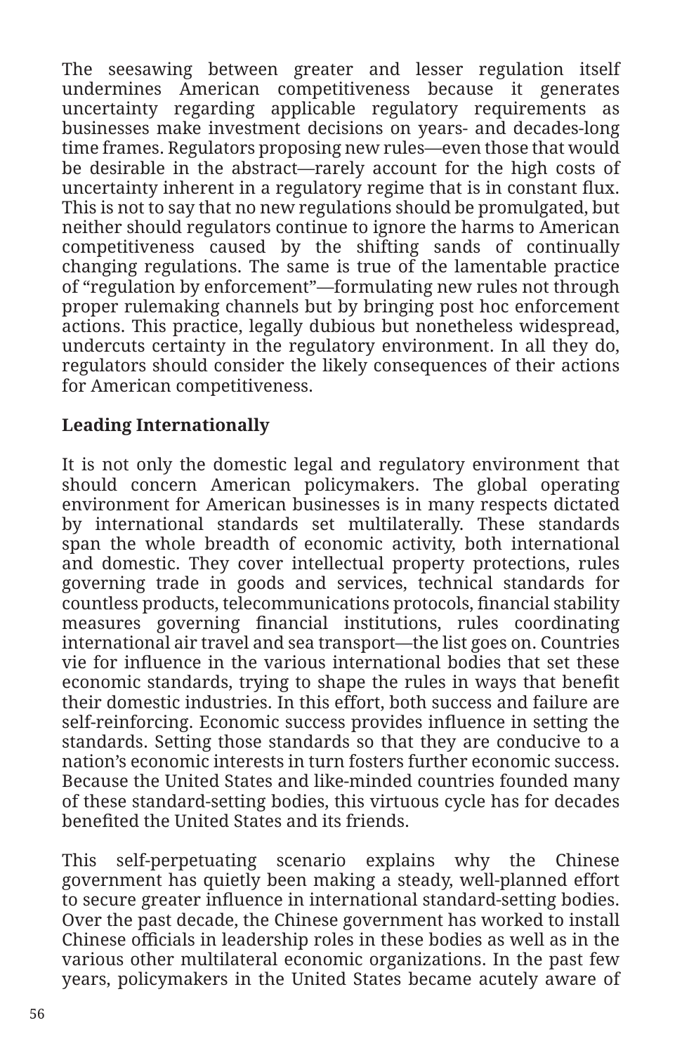The seesawing between greater and lesser regulation itself undermines American competitiveness because it generates uncertainty regarding applicable regulatory requirements as businesses make investment decisions on years- and decades-long time frames. Regulators proposing new rules—even those that would be desirable in the abstract—rarely account for the high costs of uncertainty inherent in a regulatory regime that is in constant flux. This is not to say that no new regulations should be promulgated, but neither should regulators continue to ignore the harms to American competitiveness caused by the shifting sands of continually changing regulations. The same is true of the lamentable practice of "regulation by enforcement"—formulating new rules not through proper rulemaking channels but by bringing post hoc enforcement actions. This practice, legally dubious but nonetheless widespread, undercuts certainty in the regulatory environment. In all they do, regulators should consider the likely consequences of their actions for American competitiveness.

**Leading Internationally**

It is not only the domestic legal and regulatory environment that should concern American policymakers. The global operating environment for American businesses is in many respects dictated by international standards set multilaterally. These standards span the whole breadth of economic activity, both international and domestic. They cover intellectual property protections, rules governing trade in goods and services, technical standards for countless products, telecommunications protocols, financial stability measures governing financial institutions, rules coordinating international air travel and sea transport—the list goes on. Countries vie for influence in the various international bodies that set these economic standards, trying to shape the rules in ways that benefit their domestic industries. In this effort, both success and failure are self-reinforcing. Economic success provides influence in setting the standards. Setting those standards so that they are conducive to a nation's economic interests in turn fosters further economic success. Because the United States and like-minded countries founded many of these standard-setting bodies, this virtuous cycle has for decades benefited the United States and its friends.

This self-perpetuating scenario explains why the Chinese government has quietly been making a steady, well-planned effort to secure greater influence in international standard-setting bodies. Over the past decade, the Chinese government has worked to install Chinese officials in leadership roles in these bodies as well as in the various other multilateral economic organizations. In the past few years, policymakers in the United States became acutely aware of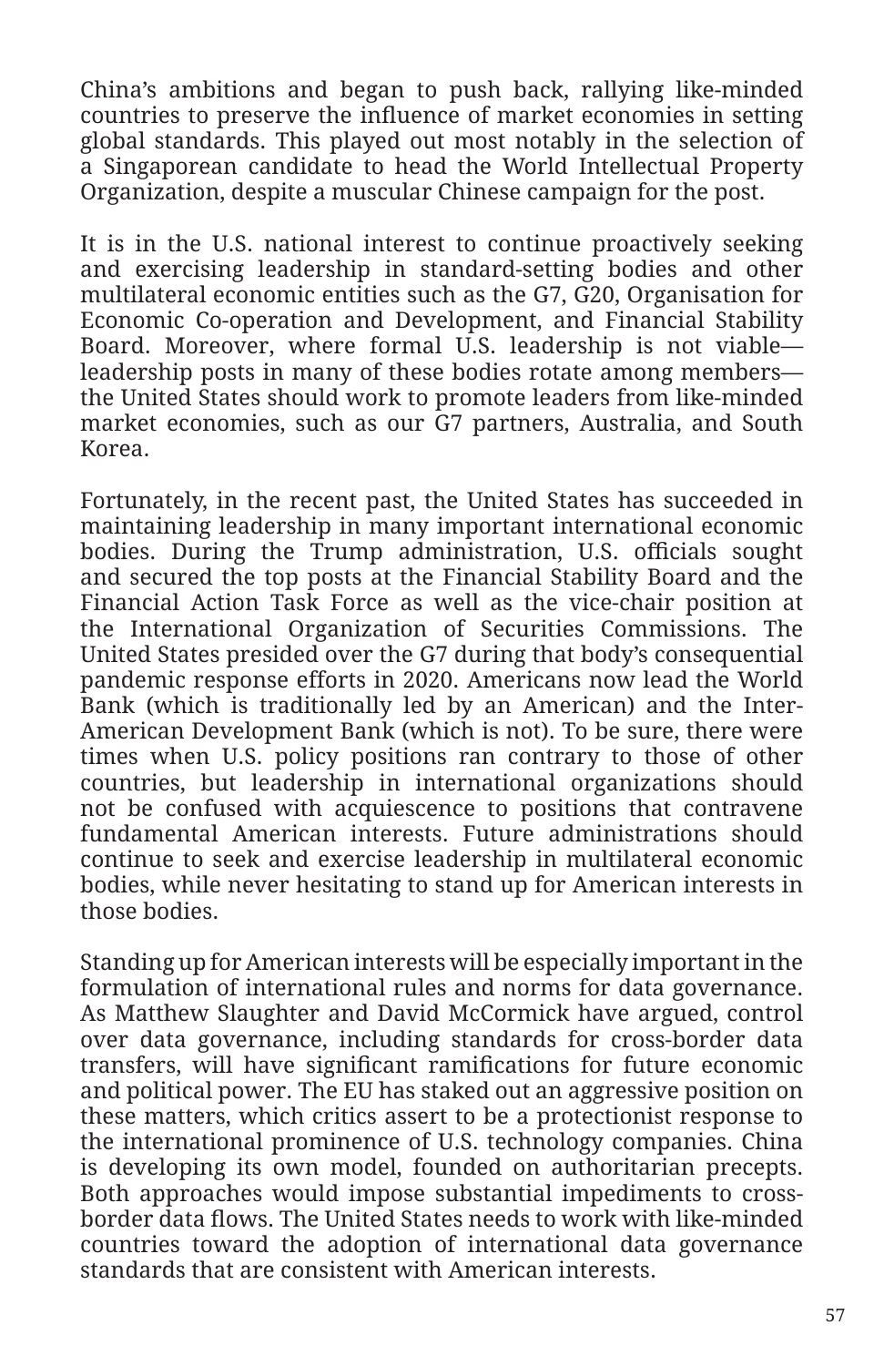China's ambitions and began to push back, rallying like-minded countries to preserve the influence of market economies in setting global standards. This played out most notably in the selection of a Singaporean candidate to head the World Intellectual Property Organization, despite a muscular Chinese campaign for the post.

It is in the U.S. national interest to continue proactively seeking and exercising leadership in standard-setting bodies and other multilateral economic entities such as the G7, G20, Organisation for Economic Co-operation and Development, and Financial Stability Board. Moreover, where formal U.S. leadership is not viable—leadership posts in many of these bodies rotate among members—the United States should work to promote leaders from like-minded market economies, such as our G7 partners, Australia, and South Korea.

Fortunately, in the recent past, the United States has succeeded in maintaining leadership in many important international economic bodies. During the Trump administration, U.S. officials sought and secured the top posts at the Financial Stability Board and the Financial Action Task Force as well as the vice-chair position at the International Organization of Securities Commissions. The United States presided over the G7 during that body's consequential pandemic response efforts in 2020. Americans now lead the World Bank (which is traditionally led by an American) and the Inter-American Development Bank (which is not). To be sure, there were times when U.S. policy positions ran contrary to those of other countries, but leadership in international organizations should not be confused with acquiescence to positions that contravene fundamental American interests. Future administrations should continue to seek and exercise leadership in multilateral economic bodies, while never hesitating to stand up for American interests in those bodies.

Standing up for American interests will be especially important in the formulation of international rules and norms for data governance. As Matthew Slaughter and David McCormick have argued, control over data governance, including standards for cross-border data transfers, will have significant ramifications for future economic and political power. The EU has staked out an aggressive position on these matters, which critics assert to be a protectionist response to the international prominence of U.S. technology companies. China is developing its own model, founded on authoritarian precepts. Both approaches would impose substantial impediments to cross-border data flows. The United States needs to work with like-minded countries toward the adoption of international data governance standards that are consistent with American interests.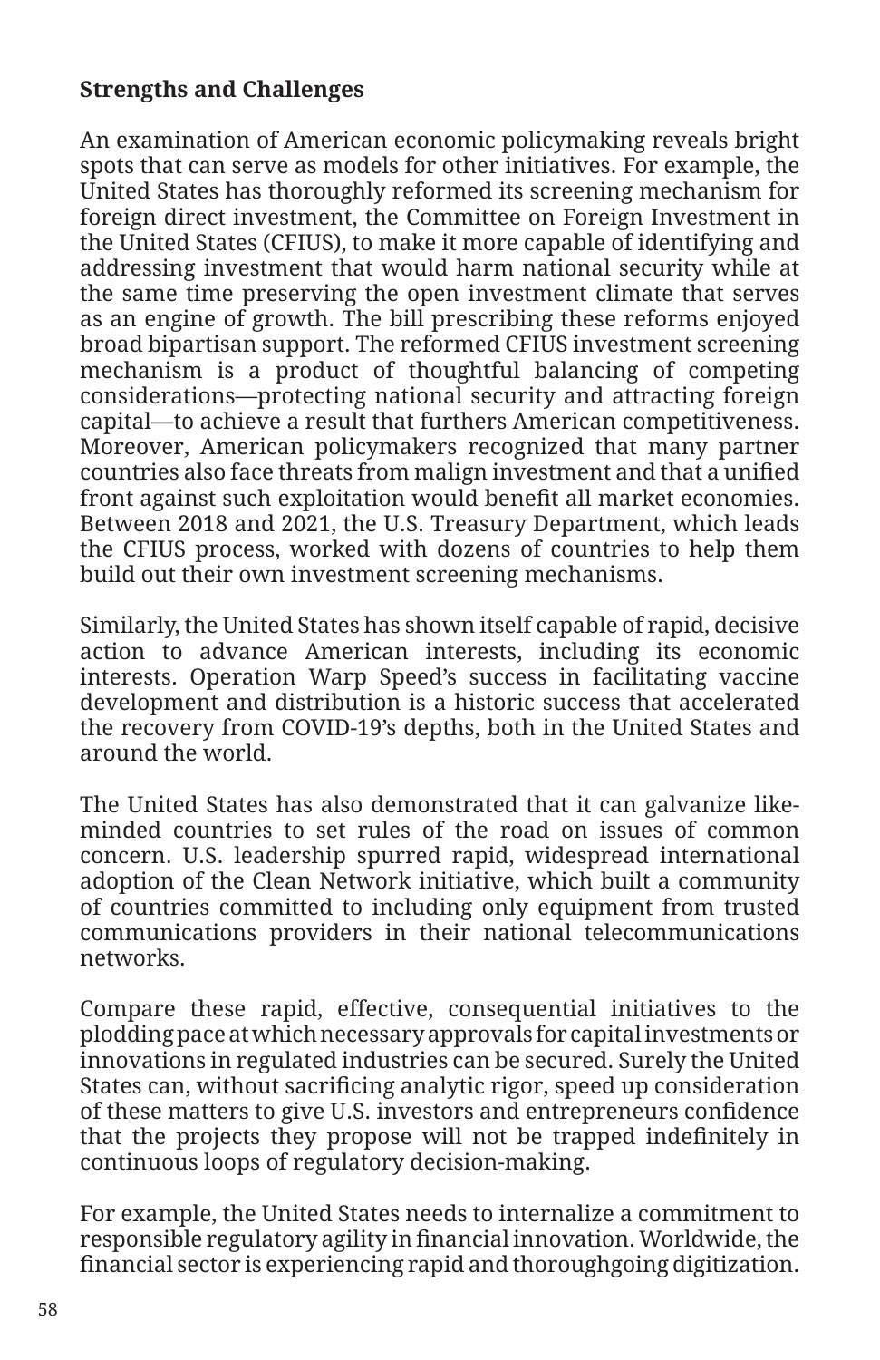**Strengths and Challenges**

An examination of American economic policymaking reveals bright spots that can serve as models for other initiatives. For example, the United States has thoroughly reformed its screening mechanism for foreign direct investment, the Committee on Foreign Investment in the United States (CFIUS), to make it more capable of identifying and addressing investment that would harm national security while at the same time preserving the open investment climate that serves as an engine of growth. The bill prescribing these reforms enjoyed broad bipartisan support. The reformed CFIUS investment screening mechanism is a product of thoughtful balancing of competing considerations—protecting national security and attracting foreign capital—to achieve a result that furthers American competitiveness. Moreover, American policymakers recognized that many partner countries also face threats from malign investment and that a unified front against such exploitation would benefit all market economies. Between 2018 and 2021, the U.S. Treasury Department, which leads the CFIUS process, worked with dozens of countries to help them build out their own investment screening mechanisms.

Similarly, the United States has shown itself capable of rapid, decisive action to advance American interests, including its economic interests. Operation Warp Speed's success in facilitating vaccine development and distribution is a historic success that accelerated the recovery from COVID-19's depths, both in the United States and around the world.

The United States has also demonstrated that it can galvanize like-minded countries to set rules of the road on issues of common concern. U.S. leadership spurred rapid, widespread international adoption of the Clean Network initiative, which built a community of countries committed to including only equipment from trusted communications providers in their national telecommunications networks.

Compare these rapid, effective, consequential initiatives to the plodding pace at which necessary approvals for capital investments or innovations in regulated industries can be secured. Surely the United States can, without sacrificing analytic rigor, speed up consideration of these matters to give U.S. investors and entrepreneurs confidence that the projects they propose will not be trapped indefinitely in continuous loops of regulatory decision-making.

For example, the United States needs to internalize a commitment to responsible regulatory agility in financial innovation. Worldwide, the financial sector is experiencing rapid and thoroughgoing digitization.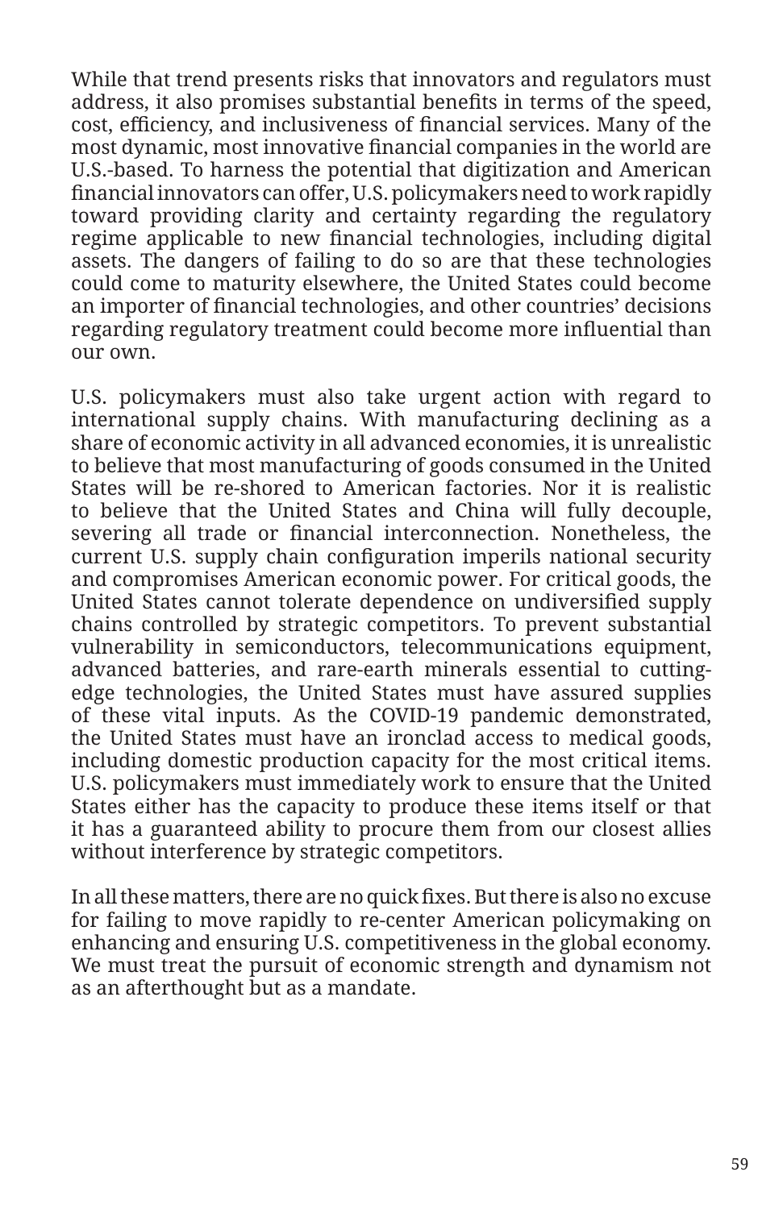While that trend presents risks that innovators and regulators must address, it also promises substantial benefits in terms of the speed, cost, efficiency, and inclusiveness of financial services. Many of the most dynamic, most innovative financial companies in the world are U.S.-based. To harness the potential that digitization and American financial innovators can offer, U.S. policymakers need to work rapidly toward providing clarity and certainty regarding the regulatory regime applicable to new financial technologies, including digital assets. The dangers of failing to do so are that these technologies could come to maturity elsewhere, the United States could become an importer of financial technologies, and other countries' decisions regarding regulatory treatment could become more influential than our own.

U.S. policymakers must also take urgent action with regard to international supply chains. With manufacturing declining as a share of economic activity in all advanced economies, it is unrealistic to believe that most manufacturing of goods consumed in the United States will be re-shored to American factories. Nor it is realistic to believe that the United States and China will fully decouple, severing all trade or financial interconnection. Nonetheless, the current U.S. supply chain configuration imperils national security and compromises American economic power. For critical goods, the United States cannot tolerate dependence on undiversified supply chains controlled by strategic competitors. To prevent substantial vulnerability in semiconductors, telecommunications equipment, advanced batteries, and rare-earth minerals essential to cutting-edge technologies, the United States must have assured supplies of these vital inputs. As the COVID-19 pandemic demonstrated, the United States must have an ironclad access to medical goods, including domestic production capacity for the most critical items. U.S. policymakers must immediately work to ensure that the United States either has the capacity to produce these items itself or that it has a guaranteed ability to procure them from our closest allies without interference by strategic competitors.

In all these matters, there are no quick fixes. But there is also no excuse for failing to move rapidly to re-center American policymaking on enhancing and ensuring U.S. competitiveness in the global economy. We must treat the pursuit of economic strength and dynamism not as an afterthought but as a mandate.